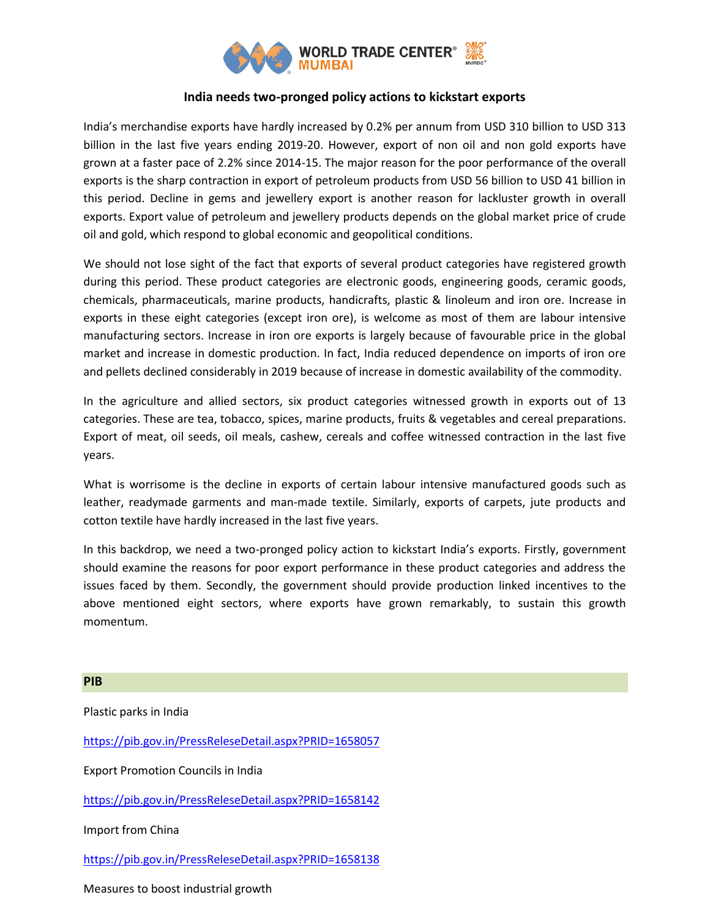# India needs two-pronged policy actions to kickstart exports

India's merchandise exports have hardly increased by 0.2% per annum from USD 310 billion to USD 313 billion in the last five years ending 2019-20. However, export of non oil and non gold exports have grown at a faster pace of 2.2% since 2014-15. The major reason for the poor performance of the overall exports is the sharp contraction in export of petroleum products from USD 56 billion to USD 41 billion in this period. Decline in gems and jewellery export is another reason for lackluster growth in overall exports. Export value of petroleum and jewellery products depends on the global market price of crude oil and gold, which respond to global economic and geopolitical conditions.

We should not lose sight of the fact that exports of several product categories have registered growth during this period. These product categories are electronic goods, engineering goods, ceramic goods, chemicals, pharmaceuticals, marine products, handicrafts, plastic & linoleum and iron ore. Increase in exports in these eight categories (except iron ore), is welcome as most of them are labour intensive manufacturing sectors. Increase in iron ore exports is largely because of favourable price in the global market and increase in domestic production. In fact, India reduced dependence on imports of iron ore and pellets declined considerably in 2019 because of increase in domestic availability of the commodity.

In the agriculture and allied sectors, six product categories witnessed growth in exports out of 13 categories. These are tea, tobacco, spices, marine products, fruits & vegetables and cereal preparations. Export of meat, oil seeds, oil meals, cashew, cereals and coffee witnessed contraction in the last five years.

What is worrisome is the decline in exports of certain labour intensive manufactured goods such as leather, readymade garments and man-made textile. Similarly, exports of carpets, jute products and cotton textile have hardly increased in the last five years.

In this backdrop, we need a two-pronged policy action to kickstart India's exports. Firstly, government should examine the reasons for poor export performance in these product categories and address the issues faced by them. Secondly, the government should provide production linked incentives to the above mentioned eight sectors, where exports have grown remarkably, to sustain this growth momentum.

## PIB

Plastic parks in India

https://pib.gov.in/PressReleseDetail.aspx?PRID=1658057

Export Promotion Councils in India

https://pib.gov.in/PressReleseDetail.aspx?PRID=1658142

Import from China

https://pib.gov.in/PressReleseDetail.aspx?PRID=1658138

Measures to boost industrial growth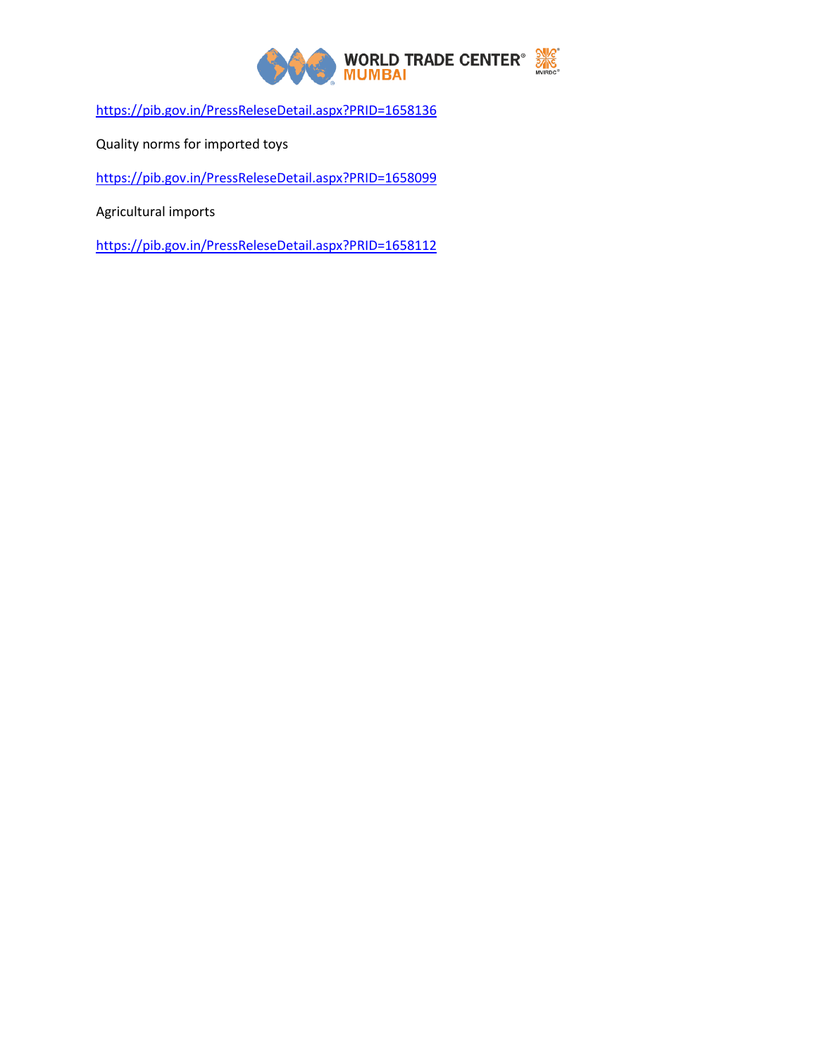https://pib.gov.in/PressReleseDetail.aspx?PRID=1658136

Quality norms for imported toys

https://pib.gov.in/PressReleseDetail.aspx?PRID=1658099

Agricultural imports

https://pib.gov.in/PressReleseDetail.aspx?PRID=1658112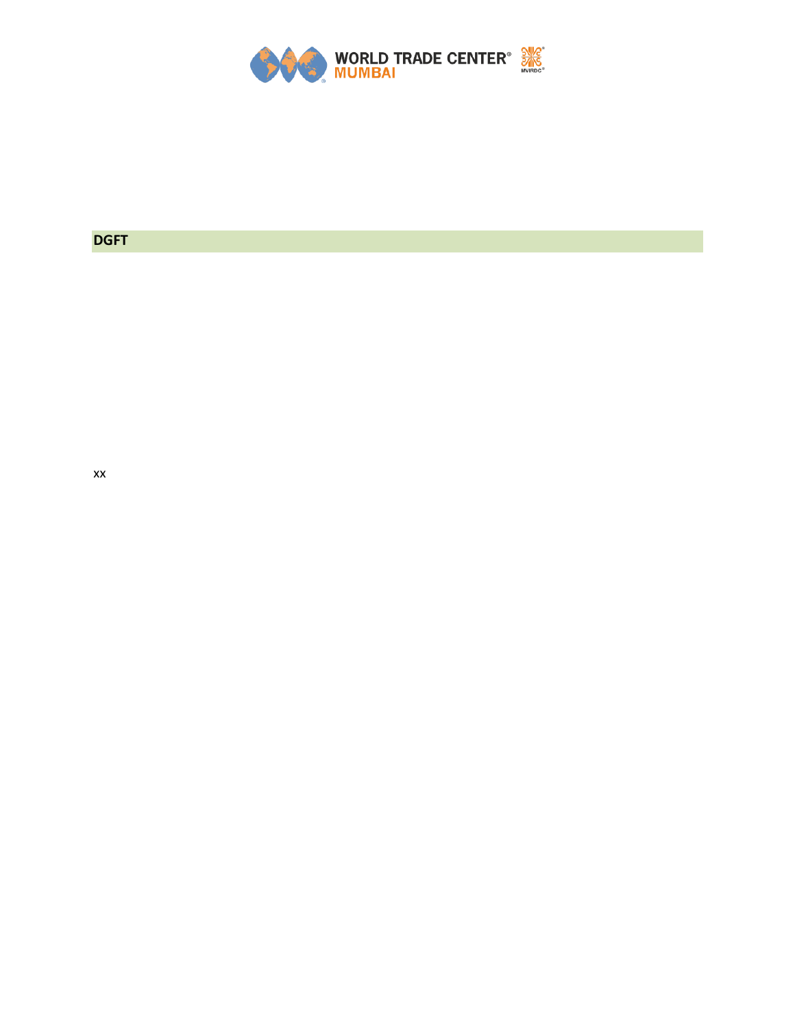## DGFT

xx